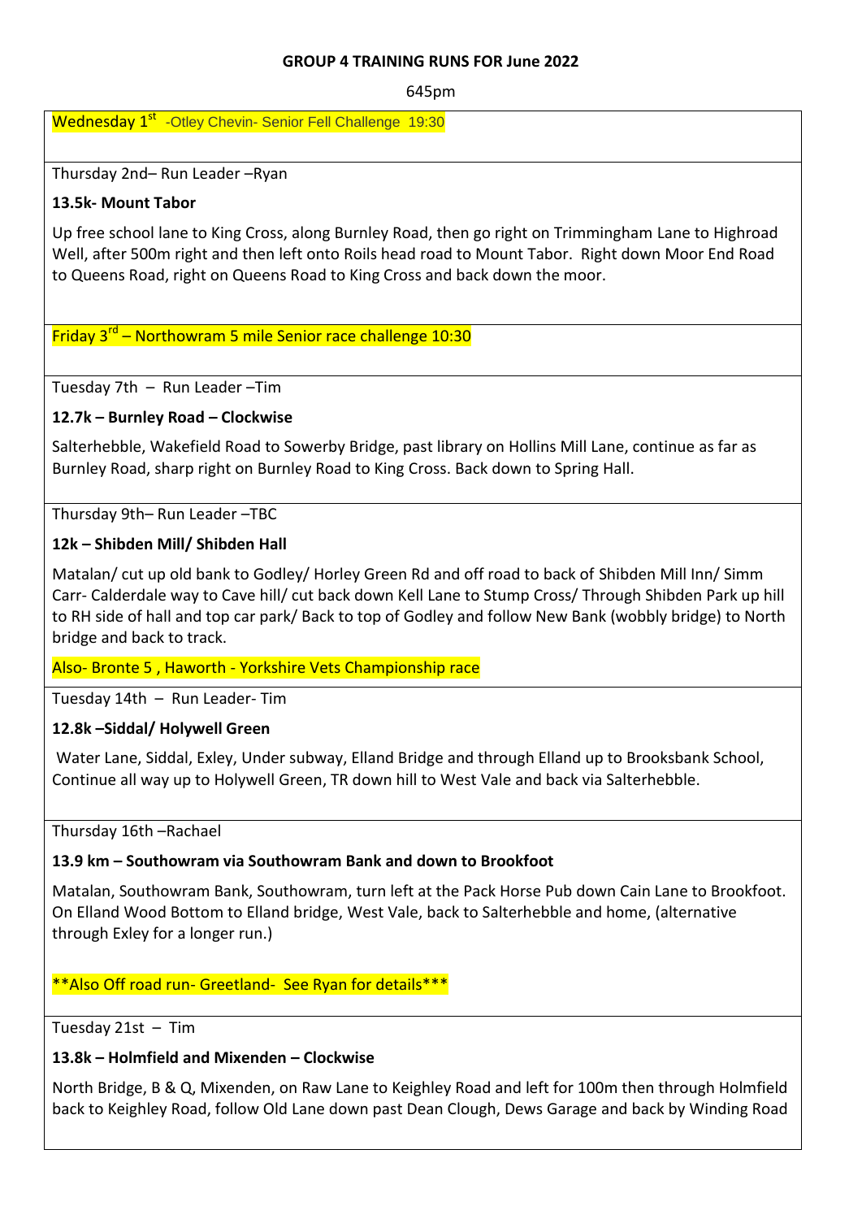**GROUP 4 TRAINING RUNS FOR June 2022**

645pm

Wednesday 1st -Otley Chevin- Senior Fell Challenge 19:30

Thursday 2nd– Run Leader –Ryan

**13.5k- Mount Tabor**

Up free school lane to King Cross, along Burnley Road, then go right on Trimmingham Lane to Highroad Well, after 500m right and then left onto Roils head road to Mount Tabor. Right down Moor End Road to Queens Road, right on Queens Road to King Cross and back down the moor.

Friday 3rd – Northowram 5 mile Senior race challenge 10:30

Tuesday 7th – Run Leader –Tim

**12.7k – Burnley Road – Clockwise**

Salterhebble, Wakefield Road to Sowerby Bridge, past library on Hollins Mill Lane, continue as far as Burnley Road, sharp right on Burnley Road to King Cross. Back down to Spring Hall.

Thursday 9th– Run Leader –TBC

**12k – Shibden Mill/ Shibden Hall**

Matalan/ cut up old bank to Godley/ Horley Green Rd and off road to back of Shibden Mill Inn/ Simm Carr- Calderdale way to Cave hill/ cut back down Kell Lane to Stump Cross/ Through Shibden Park up hill to RH side of hall and top car park/ Back to top of Godley and follow New Bank (wobbly bridge) to North bridge and back to track.

Also- Bronte 5 , Haworth - Yorkshire Vets Championship race

Tuesday 14th – Run Leader- Tim

**12.8k –Siddal/ Holywell Green**

Water Lane, Siddal, Exley, Under subway, Elland Bridge and through Elland up to Brooksbank School, Continue all way up to Holywell Green, TR down hill to West Vale and back via Salterhebble.

Thursday 16th –Rachael

**13.9 km – Southowram via Southowram Bank and down to Brookfoot**

Matalan, Southowram Bank, Southowram, turn left at the Pack Horse Pub down Cain Lane to Brookfoot. On Elland Wood Bottom to Elland bridge, West Vale, back to Salterhebble and home, (alternative through Exley for a longer run.)

**Also Off road run- Greetland- See Ryan for details***

Tuesday 21st – Tim

**13.8k – Holmfield and Mixenden – Clockwise**

North Bridge, B & Q, Mixenden, on Raw Lane to Keighley Road and left for 100m then through Holmfield back to Keighley Road, follow Old Lane down past Dean Clough, Dews Garage and back by Winding Road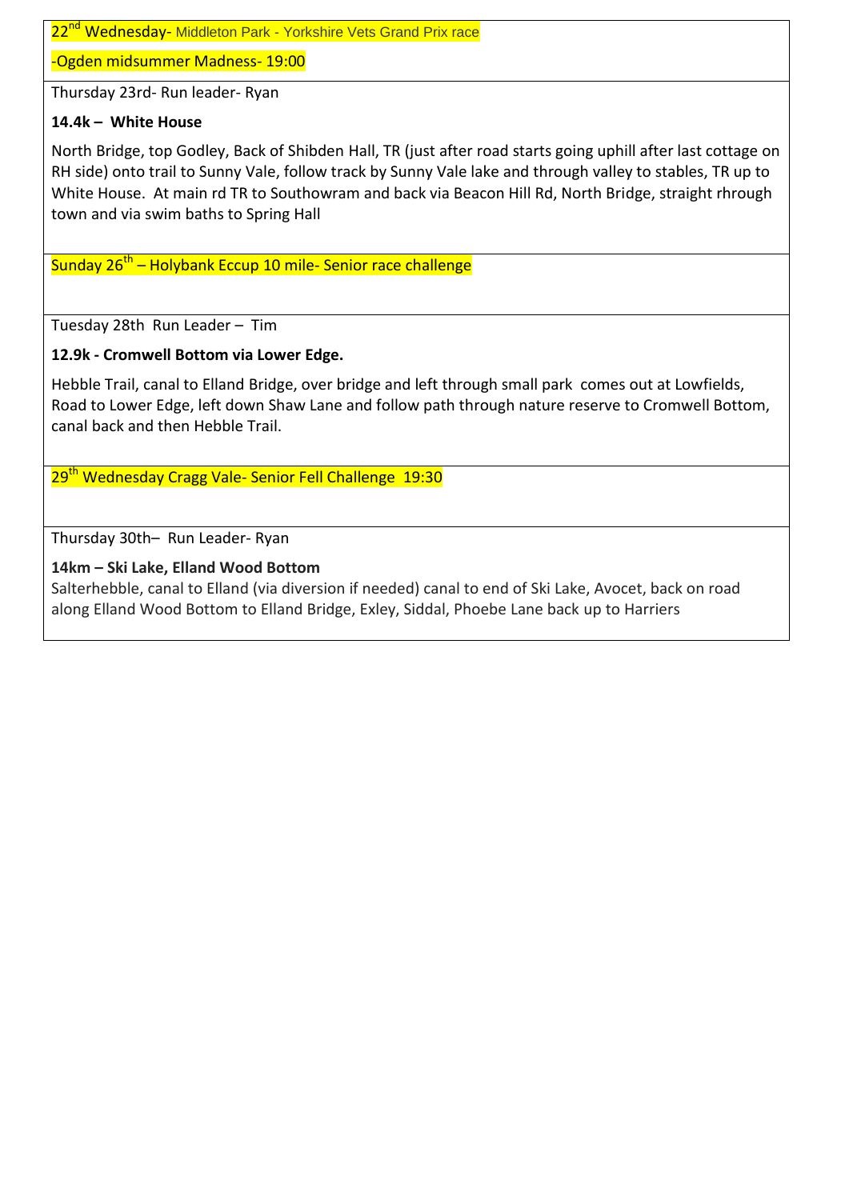22nd Wednesday- Middleton Park - Yorkshire Vets Grand Prix race

-Ogden midsummer Madness- 19:00

Thursday 23rd- Run leader- Ryan

**14.4k – White House**

North Bridge, top Godley, Back of Shibden Hall, TR (just after road starts going uphill after last cottage on RH side) onto trail to Sunny Vale, follow track by Sunny Vale lake and through valley to stables, TR up to White House. At main rd TR to Southowram and back via Beacon Hill Rd, North Bridge, straight rhrough town and via swim baths to Spring Hall

Sunday 26th – Holybank Eccup 10 mile- Senior race challenge

Tuesday 28th Run Leader – Tim

**12.9k - Cromwell Bottom via Lower Edge.**

Hebble Trail, canal to Elland Bridge, over bridge and left through small park comes out at Lowfields, Road to Lower Edge, left down Shaw Lane and follow path through nature reserve to Cromwell Bottom, canal back and then Hebble Trail.

29th Wednesday Cragg Vale- Senior Fell Challenge 19:30

Thursday 30th– Run Leader- Ryan

**14km – Ski Lake, Elland Wood Bottom**

Salterhebble, canal to Elland (via diversion if needed) canal to end of Ski Lake, Avocet, back on road along Elland Wood Bottom to Elland Bridge, Exley, Siddal, Phoebe Lane back up to Harriers